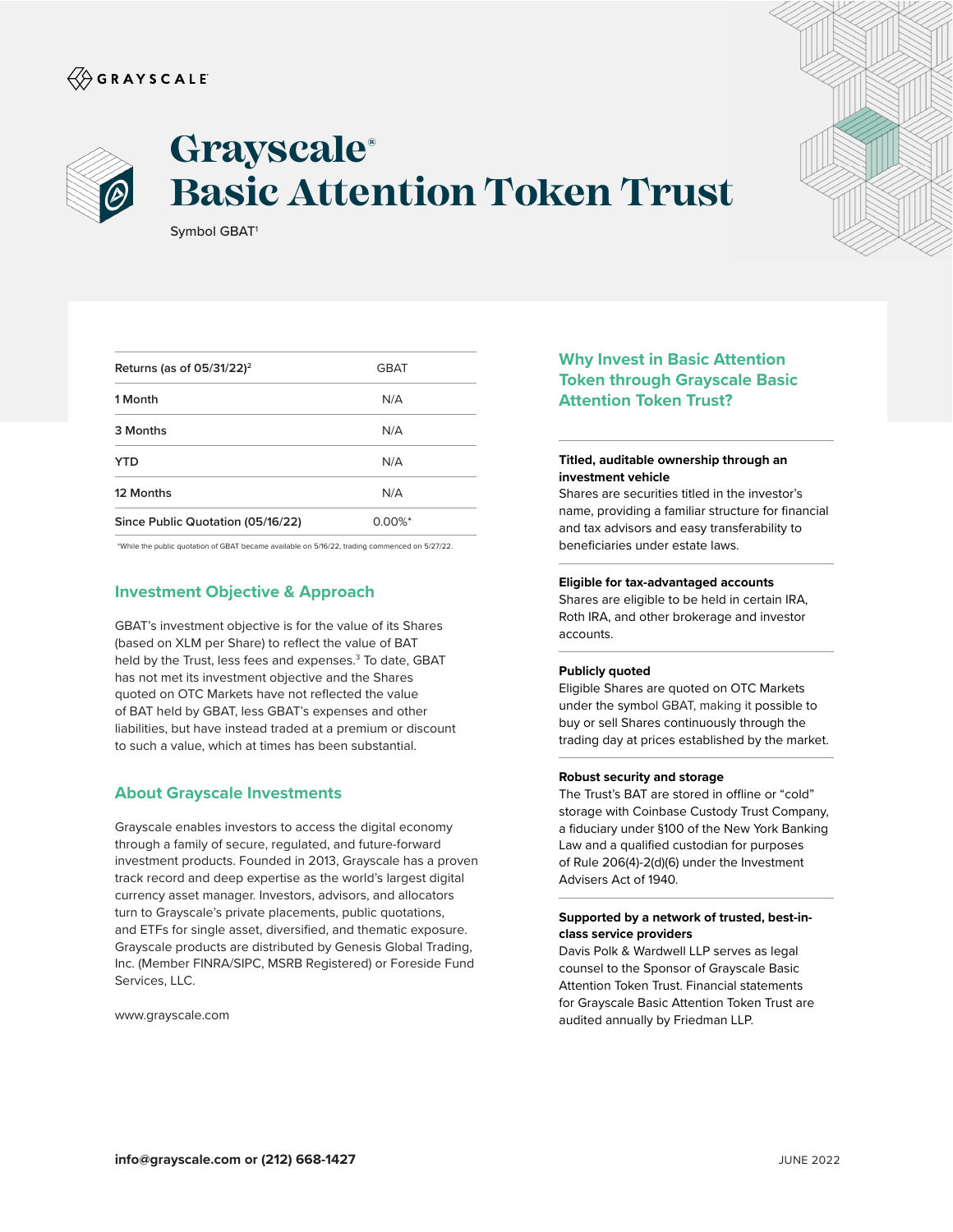GRAYSCALE

# Grayscale® Basic Attention Token Trust

Symbol GBAT[1]

| Returns (as of 05/31/22)[2] | GBAT |
|---|---|
| 1 Month | N/A |
| 3 Months | N/A |
| YTD | N/A |
| 12 Months | N/A |
| Since Public Quotation (05/16/22) | 0.00%* |

*While the public quotation of GBAT became available on 5/16/22, trading commenced on 5/27/22.

## Investment Objective & Approach

GBAT's investment objective is for the value of its Shares (based on XLM per Share) to reflect the value of BAT held by the Trust, less fees and expenses.[3] To date, GBAT has not met its investment objective and the Shares quoted on OTC Markets have not reflected the value of BAT held by GBAT, less GBAT's expenses and other liabilities, but have instead traded at a premium or discount to such a value, which at times has been substantial.

## About Grayscale Investments

Grayscale enables investors to access the digital economy through a family of secure, regulated, and future-forward investment products. Founded in 2013, Grayscale has a proven track record and deep expertise as the world's largest digital currency asset manager. Investors, advisors, and allocators turn to Grayscale's private placements, public quotations, and ETFs for single asset, diversified, and thematic exposure. Grayscale products are distributed by Genesis Global Trading, Inc. (Member FINRA/SIPC, MSRB Registered) or Foreside Fund Services, LLC.

www.grayscale.com

## Why Invest in Basic Attention Token through Grayscale Basic Attention Token Trust?

**Titled, auditable ownership through an investment vehicle**
Shares are securities titled in the investor's name, providing a familiar structure for financial and tax advisors and easy transferability to beneficiaries under estate laws.

**Eligible for tax-advantaged accounts**
Shares are eligible to be held in certain IRA, Roth IRA, and other brokerage and investor accounts.

**Publicly quoted**
Eligible Shares are quoted on OTC Markets under the symbol GBAT, making it possible to buy or sell Shares continuously through the trading day at prices established by the market.

**Robust security and storage**
The Trust's BAT are stored in offline or "cold" storage with Coinbase Custody Trust Company, a fiduciary under §100 of the New York Banking Law and a qualified custodian for purposes of Rule 206(4)-2(d)(6) under the Investment Advisers Act of 1940.

**Supported by a network of trusted, best-in-class service providers**
Davis Polk & Wardwell LLP serves as legal counsel to the Sponsor of Grayscale Basic Attention Token Trust. Financial statements for Grayscale Basic Attention Token Trust are audited annually by Friedman LLP.

**info@grayscale.com or (212) 668-1427**

JUNE 2022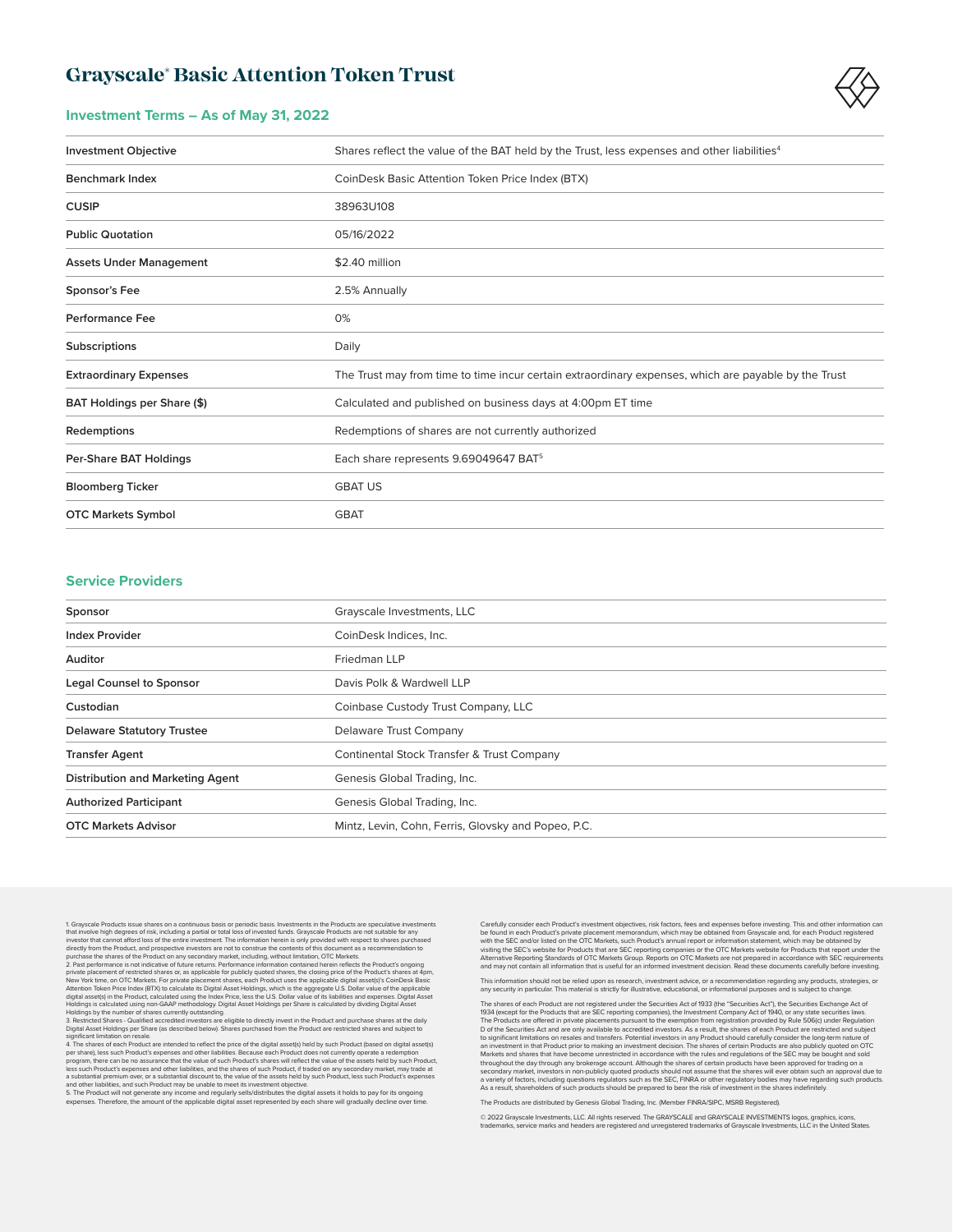# Grayscale® Basic Attention Token Trust

## Investment Terms – As of May 31, 2022

| | |
|---|---|
| Investment Objective | Shares reflect the value of the BAT held by the Trust, less expenses and other liabilities[4] |
| Benchmark Index | CoinDesk Basic Attention Token Price Index (BTX) |
| CUSIP | 38963U108 |
| Public Quotation | 05/16/2022 |
| Assets Under Management | $2.40 million |
| Sponsor's Fee | 2.5% Annually |
| Performance Fee | 0% |
| Subscriptions | Daily |
| Extraordinary Expenses | The Trust may from time to time incur certain extraordinary expenses, which are payable by the Trust |
| BAT Holdings per Share ($) | Calculated and published on business days at 4:00pm ET time |
| Redemptions | Redemptions of shares are not currently authorized |
| Per-Share BAT Holdings | Each share represents 9.69049647 BAT[5] |
| Bloomberg Ticker | GBAT US |
| OTC Markets Symbol | GBAT |

## Service Providers

| | |
|---|---|
| Sponsor | Grayscale Investments, LLC |
| Index Provider | CoinDesk Indices, Inc. |
| Auditor | Friedman LLP |
| Legal Counsel to Sponsor | Davis Polk & Wardwell LLP |
| Custodian | Coinbase Custody Trust Company, LLC |
| Delaware Statutory Trustee | Delaware Trust Company |
| Transfer Agent | Continental Stock Transfer & Trust Company |
| Distribution and Marketing Agent | Genesis Global Trading, Inc. |
| Authorized Participant | Genesis Global Trading, Inc. |
| OTC Markets Advisor | Mintz, Levin, Cohn, Ferris, Glovsky and Popeo, P.C. |

1. Grayscale Products issue shares on a continuous basis or periodic basis. Investments in the Products are speculative investments that involve high degrees of risk, including a partial or total loss of invested funds. Grayscale Products are not suitable for any investor that cannot afford loss of the entire investment. The information herein is only provided with respect to shares purchased directly from the Product, and prospective investors are not to construe the contents of this document as a recommendation to purchase the shares of the Product on any secondary market, including, without limitation, OTC Markets.
2. Past performance is not indicative of future returns. Performance information contained herein reflects the Product's ongoing private placement of restricted shares or, as applicable for publicly quoted shares, the closing price of the Product's shares at 4pm, New York time, on OTC Markets. For private placement shares, each Product uses the applicable digital asset(s)'s CoinDesk Basic Attention Token Price Index (BTX) to calculate its Digital Asset Holdings, which is the aggregate U.S. Dollar value of the applicable digital asset(s) in the Product, calculated using the Index Price, less the U.S. Dollar value of its liabilities and expenses. Digital Asset Holdings is calculated using non-GAAP methodology. Digital Asset Holdings per Share is calculated by dividing Digital Asset Holdings by the number of shares currently outstanding.
3. Restricted Shares - Qualified accredited investors are eligible to directly invest in the Product and purchase shares at the daily Digital Asset Holdings per Share (as described below). Shares purchased from the Product are restricted shares and subject to significant limitation on resale.
4. The shares of each Product are intended to reflect the price of the digital asset(s) held by such Product (based on digital asset(s) per share), less such Product's expenses and other liabilities. Because each Product does not currently operate a redemption program, there can be no assurance that the value of such Product's shares will reflect the value of the assets held by such Product, less such Product's expenses and other liabilities, and the shares of such Product, if traded on any secondary market, may trade at a substantial premium over, or a substantial discount to, the value of the assets held by such Product, less such Product's expenses and other liabilities, and such Product may be unable to meet its investment objective.
5. The Product will not generate any income and regularly sells/distributes the digital assets it holds to pay for its ongoing expenses. Therefore, the amount of the applicable digital asset represented by each share will gradually decline over time.

Carefully consider each Product's investment objectives, risk factors, fees and expenses before investing. This and other information can be found in each Product's private placement memorandum, which may be obtained from Grayscale and, for each Product registered with the SEC and/or listed on the OTC Markets, such Product's annual report or information statement, which may be obtained by visiting the SEC's website for Products that are SEC reporting companies or the OTC Markets website for Products that report under the Alternative Reporting Standards of OTC Markets Group. Reports on OTC Markets are not prepared in accordance with SEC requirements and may not contain all information that is useful for an informed investment decision. Read these documents carefully before investing.

This information should not be relied upon as research, investment advice, or a recommendation regarding any products, strategies, or any security in particular. This material is strictly for illustrative, educational, or informational purposes and is subject to change.

The shares of each Product are not registered under the Securities Act of 1933 (the "Securities Act"), the Securities Exchange Act of 1934 (except for the Products that are SEC reporting companies), the Investment Company Act of 1940, or any state securities laws. The Products are offered in private placements pursuant to the exemption from registration provided by Rule 506(c) under Regulation D of the Securities Act and are only available to accredited investors. As a result, the shares of each Product are restricted and subject to significant limitations on resales and transfers. Potential investors in any Product should carefully consider the long-term nature of an investment in that Product prior to making an investment decision. The shares of certain Products are also publicly quoted on OTC Markets and shares that have become unrestricted in accordance with the rules and regulations of the SEC may be bought and sold throughout the day through any brokerage account. Although the shares of certain products have been approved for trading on a secondary market, investors in non-publicly quoted products should not assume that the shares will ever obtain such an approval due to a variety of factors, including questions regulators such as the SEC, FINRA or other regulatory bodies may have regarding such products. As a result, shareholders of such products should be prepared to bear the risk of investment in the shares indefinitely.

The Products are distributed by Genesis Global Trading, Inc. (Member FINRA/SIPC, MSRB Registered).

© 2022 Grayscale Investments, LLC. All rights reserved. The GRAYSCALE and GRAYSCALE INVESTMENTS logos, graphics, icons, trademarks, service marks and headers are registered and unregistered trademarks of Grayscale Investments, LLC in the United States.